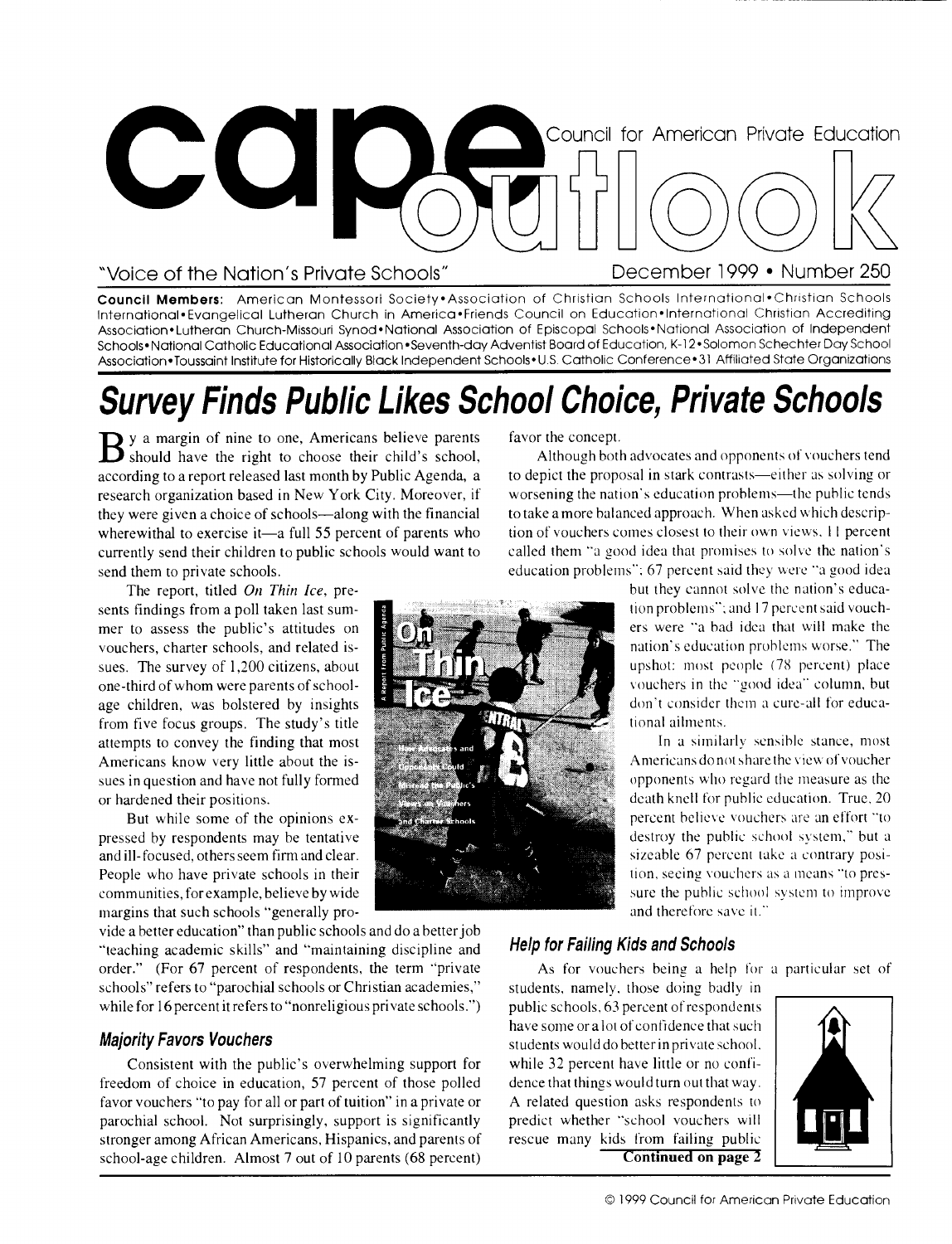# cape outlook

Council for American Private Education

"Voice of the Nation's Private Schools"

December 1999 • Number 250

**Council Members:** American Montessori Society • Association of Christian Schools International • Christian Schools International • Evangelical Lutheran Church in America • Friends Council on Education • International Christian Accrediting Association • Lutheran Church-Missouri Synod • National Association of Episcopal Schools • National Association of Independent Schools • National Catholic Educational Association • Seventh-day Adventist Board of Education, K-12 • Solomon Schechter Day School Association • Toussaint Institute for Historically Black Independent Schools • U.S. Catholic Conference • 31 Affiliated State Organizations

## Survey Finds Public Likes School Choice, Private Schools

By a margin of nine to one, Americans believe parents should have the right to choose their child's school, according to a report released last month by Public Agenda, a research organization based in New York City. Moreover, if they were given a choice of schools—along with the financial wherewithal to exercise it—a full 55 percent of parents who currently send their children to public schools would want to send them to private schools.

The report, titled *On Thin Ice*, presents findings from a poll taken last summer to assess the public's attitudes on vouchers, charter schools, and related issues. The survey of 1,200 citizens, about one-third of whom were parents of school-age children, was bolstered by insights from five focus groups. The study's title attempts to convey the finding that most Americans know very little about the issues in question and have not fully formed or hardened their positions.

But while some of the opinions expressed by respondents may be tentative and ill-focused, others seem firm and clear. People who have private schools in their communities, for example, believe by wide margins that such schools "generally provide a better education" than public schools and do a better job "teaching academic skills" and "maintaining discipline and order." (For 67 percent of respondents, the term "private schools" refers to "parochial schools or Christian academies," while for 16 percent it refers to "nonreligious private schools.")

### Majority Favors Vouchers

Consistent with the public's overwhelming support for freedom of choice in education, 57 percent of those polled favor vouchers "to pay for all or part of tuition" in a private or parochial school. Not surprisingly, support is significantly stronger among African Americans, Hispanics, and parents of school-age children. Almost 7 out of 10 parents (68 percent) favor the concept.

Although both advocates and opponents of vouchers tend to depict the proposal in stark contrasts—either as solving or worsening the nation's education problems—the public tends to take a more balanced approach. When asked which description of vouchers comes closest to their own views, 11 percent called them "a good idea that promises to solve the nation's education problems"; 67 percent said they were "a good idea but they cannot solve the nation's education problems"; and 17 percent said vouchers were "a bad idea that will make the nation's education problems worse." The upshot: most people (78 percent) place vouchers in the "good idea" column, but don't consider them a cure-all for educational ailments.

In a similarly sensible stance, most Americans do not share the view of voucher opponents who regard the measure as the death knell for public education. True, 20 percent believe vouchers are an effort "to destroy the public school system," but a sizeable 67 percent take a contrary position, seeing vouchers as a means "to pressure the public school system to improve and therefore save it."

### Help for Failing Kids and Schools

As for vouchers being a help for a particular set of students, namely, those doing badly in public schools, 63 percent of respondents have some or a lot of confidence that such students would do better in private school, while 32 percent have little or no confidence that things would turn out that way. A related question asks respondents to predict whether "school vouchers will rescue many kids from failing public

**Continued on page 2**

© 1999 Council for American Private Education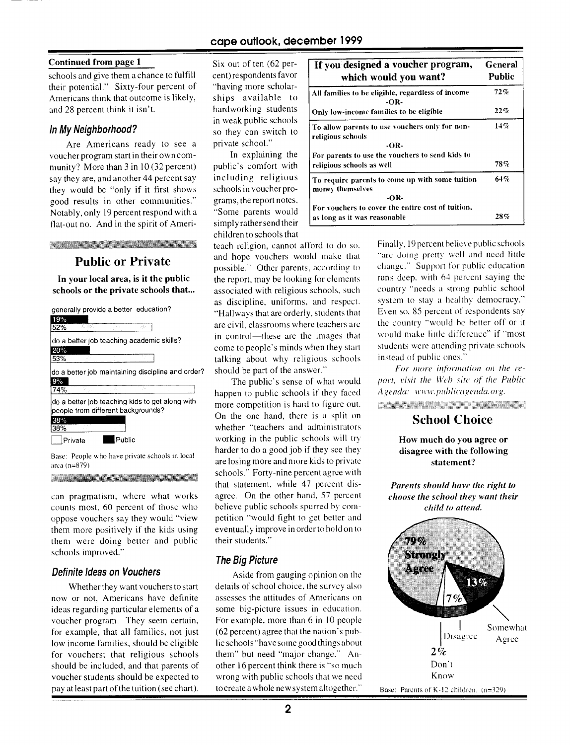**Continued from page 1**

schools and give them a chance to fulfill their potential." Sixty-four percent of Americans think that outcome is likely, and 28 percent think it isn't.

### *In My Neighborhood?*

Are Americans ready to see a voucher program start in their own community? More than 3 in 10 (32 percent) say they are, and another 44 percent say they would be "only if it first shows good results in other communities." Notably, only 19 percent respond with a flat-out no. And in the spirit of American pragmatism, where what works counts most, 60 percent of those who oppose vouchers say they would "view them more positively if the kids using them were doing better and public schools improved."

### *Definite Ideas on Vouchers*

Whether they want vouchers to start now or not, Americans have definite ideas regarding particular elements of a voucher program. They seem certain, for example, that all families, not just low income families, should be eligible for vouchers; that religious schools should be included, and that parents of voucher students should be expected to pay at least part of the tuition (see chart).

Six out of ten (62 percent) respondents favor "having more scholarships available to hardworking students in weak public schools so they can switch to private school."

In explaining the public's comfort with including religious schools in voucher programs, the report notes, "Some parents would simply rather send their children to schools that teach religion, cannot afford to do so, and hope vouchers would make that possible." Other parents, according to the report, may be looking for elements associated with religious schools, such as discipline, uniforms, and respect. "Hallways that are orderly, students that are civil, classrooms where teachers are in control—these are the images that come to people's minds when they start talking about why religious schools should be part of the answer."

The public's sense of what would happen to public schools if they faced more competition is hard to figure out. On the one hand, there is a split on whether "teachers and administrators working in the public schools will try harder to do a good job if they see they are losing more and more kids to private schools." Forty-nine percent agree with that statement, while 47 percent disagree. On the other hand, 57 percent believe public schools spurred by competition "would fight to get better and eventually improve in order to hold on to their students."

### *The Big Picture*

Aside from gauging opinion on the details of school choice, the survey also assesses the attitudes of Americans on some big-picture issues in education. For example, more than 6 in 10 people (62 percent) agree that the nation's public schools "have some good things about them" but need "major change." Another 16 percent think there is "so much wrong with public schools that we need to create a whole new system altogether."

Finally, 19 percent believe public schools "are doing pretty well and need little change." Support for public education runs deep, with 64 percent saying the country "needs a strong public school system to stay a healthy democracy." Even so, 85 percent of respondents say the country "would be better off or it would make little difference" if "most students were attending private schools instead of public ones."

*For more information on the report, visit the Web site of the Public Agenda: www.publicagenda.org.*

| If you designed a voucher program, which would you want? | General Public |
|---|---|
| All families to be eligible, regardless of income | 72% |
| -OR- | |
| Only low-income families to be eligible | 22% |
| To allow parents to use vouchers only for non-religious schools | 14% |
| -OR- | |
| For parents to use the vouchers to send kids to religious schools as well | 78% |
| To require parents to come up with some tuition money themselves | 64% |
| -OR- | |
| For vouchers to cover the entire cost of tuition, as long as it was reasonable | 28% |

## Public or Private

**In your local area, is it the public schools or the private schools that...**

| | Public | Private |
|---|---|---|
| generally provide a better education? | 19% | 52% |
| do a better job teaching academic skills? | 20% | 53% |
| do a better job maintaining discipline and order? | 9% | 74% |
| do a better job teaching kids to get along with people from different backgrounds? | 38% | 38% |

Base: People who have private schools in local area (n=879)

## School Choice

**How much do you agree or disagree with the following statement?**

***Parents should have the right to choose the school they want their child to attend.***

| Response | Percent |
|---|---|
| Strongly Agree | 79% |
| Somewhat Agree | 13% |
| Disagree | 7% |
| Don't Know | 2% |

Base: Parents of K-12 children. (n=329)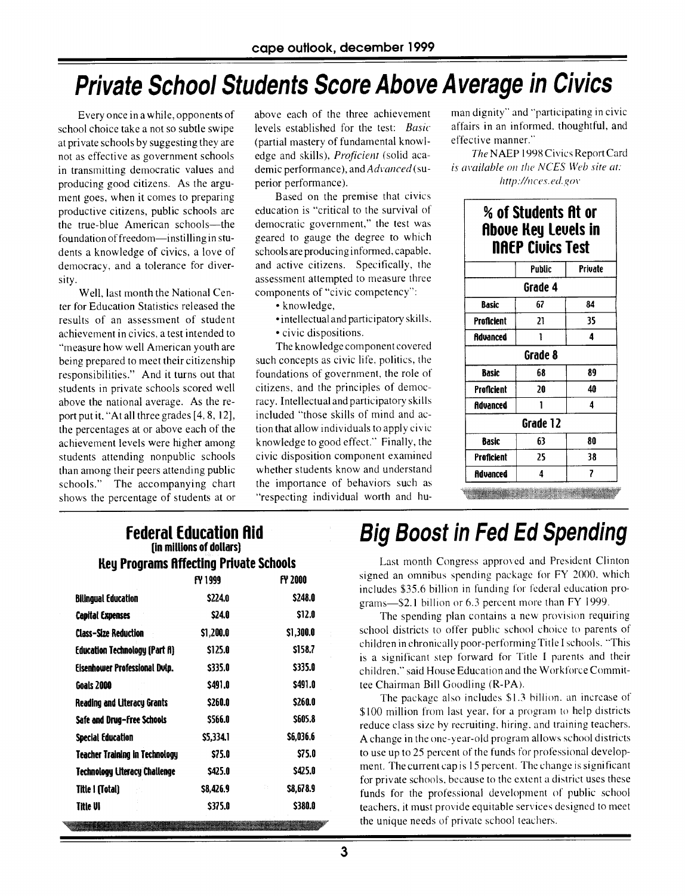# Private School Students Score Above Average in Civics

Every once in a while, opponents of school choice take a not so subtle swipe at private schools by suggesting they are not as effective as government schools in transmitting democratic values and producing good citizens. As the argument goes, when it comes to preparing productive citizens, public schools are the true-blue American schools—the foundation of freedom—instilling in students a knowledge of civics, a love of democracy, and a tolerance for diversity.

Well, last month the National Center for Education Statistics released the results of an assessment of student achievement in civics, a test intended to "measure how well American youth are being prepared to meet their citizenship responsibilities." And it turns out that students in private schools scored well above the national average. As the report put it, "At all three grades [4, 8, 12], the percentages at or above each of the achievement levels were higher among students attending nonpublic schools than among their peers attending public schools." The accompanying chart shows the percentage of students at or above each of the three achievement levels established for the test: *Basic* (partial mastery of fundamental knowledge and skills), *Proficient* (solid academic performance), and *Advanced* (superior performance).

Based on the premise that civics education is "critical to the survival of democratic government," the test was geared to gauge the degree to which schools are producing informed, capable, and active citizens. Specifically, the assessment attempted to measure three components of "civic competency":

- knowledge,
- intellectual and participatory skills,
- civic dispositions.

The knowledge component covered such concepts as civic life, politics, the foundations of government, the role of citizens, and the principles of democracy. Intellectual and participatory skills included "those skills of mind and action that allow individuals to apply civic knowledge to good effect." Finally, the civic disposition component examined whether students know and understand the importance of behaviors such as "respecting individual worth and human dignity" and "participating in civic affairs in an informed, thoughtful, and effective manner."

*The* NAEP 1998 Civics Report Card *is available on the NCES Web site at: http://nces.ed.gov*

**% of Students At or Above Key Levels in NAEP Civics Test**

| | Public | Private |
|---|---|---|
| **Grade 4** | | |
| Basic | 67 | 84 |
| Proficient | 21 | 35 |
| Advanced | 1 | 4 |
| **Grade 8** | | |
| Basic | 68 | 89 |
| Proficient | 20 | 40 |
| Advanced | 1 | 4 |
| **Grade 12** | | |
| Basic | 63 | 80 |
| Proficient | 25 | 38 |
| Advanced | 4 | 7 |

# Big Boost in Fed Ed Spending

Last month Congress approved and President Clinton signed an omnibus spending package for FY 2000, which includes \$35.6 billion in funding for federal education programs—\$2.1 billion or 6.3 percent more than FY 1999.

The spending plan contains a new provision requiring school districts to offer public school choice to parents of children in chronically poor-performing Title I schools. "This is a significant step forward for Title I parents and their children," said House Education and the Workforce Committee Chairman Bill Goodling (R-PA).

The package also includes \$1.3 billion, an increase of \$100 million from last year, for a program to help districts reduce class size by recruiting, hiring, and training teachers. A change in the one-year-old program allows school districts to use up to 25 percent of the funds for professional development. The current cap is 15 percent. The change is significant for private schools, because to the extent a district uses these funds for the professional development of public school teachers, it must provide equitable services designed to meet the unique needs of private school teachers.

**Federal Education Aid**
**(in millions of dollars)**
**Key Programs Affecting Private Schools**

| | FY 1999 | FY 2000 |
|---|---|---|
| Bilingual Education | \$224.0 | \$248.0 |
| Capital Expenses | \$24.0 | \$12.0 |
| Class-Size Reduction | \$1,200.0 | \$1,300.0 |
| Education Technology (Part A) | \$125.0 | \$158.7 |
| Eisenhower Professional Dvlp. | \$335.0 | \$335.0 |
| Goals 2000 | \$491.0 | \$491.0 |
| Reading and Literacy Grants | \$260.0 | \$260.0 |
| Safe and Drug-Free Schools | \$566.0 | \$605.8 |
| Special Education | \$5,334.1 | \$6,036.6 |
| Teacher Training in Technology | \$75.0 | \$75.0 |
| Technology Literacy Challenge | \$425.0 | \$425.0 |
| Title I (Total) | \$8,426.9 | \$8,678.9 |
| Title VI | \$375.0 | \$380.0 |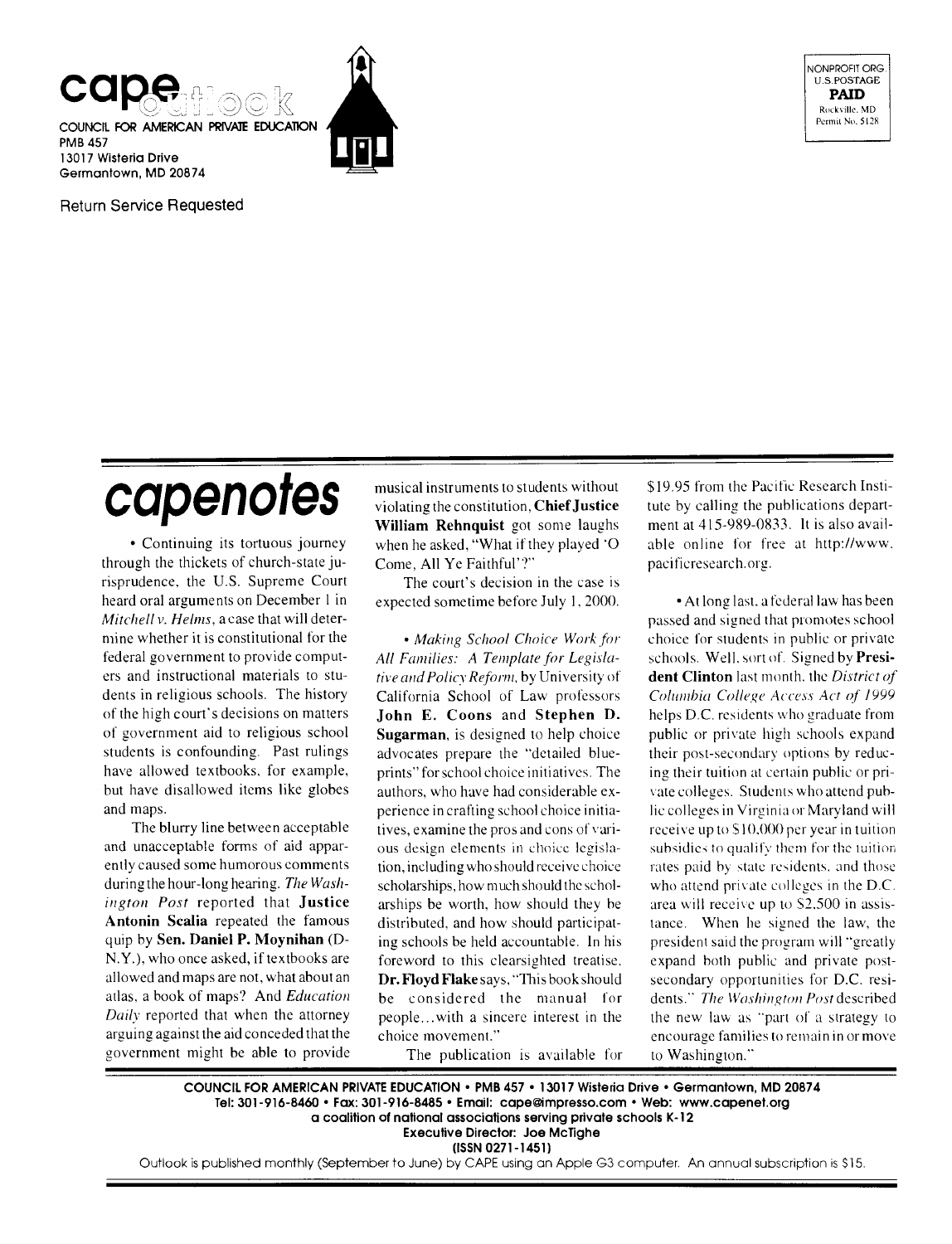**cape outlook**

COUNCIL FOR AMERICAN PRIVATE EDUCATION
PMB 457
13017 Wisteria Drive
Germantown, MD 20874

Return Service Requested

NONPROFIT ORG.
U.S.POSTAGE
**PAID**
Rockville, MD
Permit No. 5128

# capenotes

• Continuing its tortuous journey through the thickets of church-state jurisprudence, the U.S. Supreme Court heard oral arguments on December 1 in *Mitchell v. Helms*, a case that will determine whether it is constitutional for the federal government to provide computers and instructional materials to students in religious schools. The history of the high court's decisions on matters of government aid to religious school students is confounding. Past rulings have allowed textbooks, for example, but have disallowed items like globes and maps.

The blurry line between acceptable and unacceptable forms of aid apparently caused some humorous comments during the hour-long hearing. *The Washington Post* reported that **Justice Antonin Scalia** repeated the famous quip by **Sen. Daniel P. Moynihan** (D-N.Y.), who once asked, if textbooks are allowed and maps are not, what about an atlas, a book of maps? And *Education Daily* reported that when the attorney arguing against the aid conceded that the government might be able to provide musical instruments to students without violating the constitution, **Chief Justice William Rehnquist** got some laughs when he asked, "What if they played 'O Come, All Ye Faithful'?"

The court's decision in the case is expected sometime before July 1, 2000.

• *Making School Choice Work for All Families: A Template for Legislative and Policy Reform*, by University of California School of Law professors **John E. Coons** and **Stephen D. Sugarman**, is designed to help choice advocates prepare the "detailed blueprints" for school choice initiatives. The authors, who have had considerable experience in crafting school choice initiatives, examine the pros and cons of various design elements in choice legislation, including who should receive choice scholarships, how much should the scholarships be worth, how should they be distributed, and how should participating schools be held accountable. In his foreword to this clearsighted treatise, **Dr. Floyd Flake** says, "This book should be considered the manual for people...with a sincere interest in the choice movement."

The publication is available for $19.95 from the Pacific Research Institute by calling the publications department at 415-989-0833. It is also available online for free at http://www.pacificresearch.org.

• At long last, a federal law has been passed and signed that promotes school choice for students in public or private schools. Well, sort of. Signed by **President Clinton** last month, the *District of Columbia College Access Act of 1999* helps D.C. residents who graduate from public or private high schools expand their post-secondary options by reducing their tuition at certain public or private colleges. Students who attend public colleges in Virginia or Maryland will receive up to $10,000 per year in tuition subsidies to qualify them for the tuition rates paid by state residents, and those who attend private colleges in the D.C. area will receive up to $2,500 in assistance. When he signed the law, the president said the program will "greatly expand both public and private post-secondary opportunities for D.C. residents." *The Washington Post* described the new law as "part of a strategy to encourage families to remain in or move to Washington."

---

**COUNCIL FOR AMERICAN PRIVATE EDUCATION • PMB 457 • 13017 Wisteria Drive • Germantown, MD 20874**
**Tel: 301-916-8460 • Fax: 301-916-8485 • Email: cape@impresso.com • Web: www.capenet.org**
**a coalition of national associations serving private schools K-12**
**Executive Director: Joe McTighe**
**(ISSN 0271-1451)**
Outlook is published monthly (September to June) by CAPE using an Apple G3 computer. An annual subscription is $15.